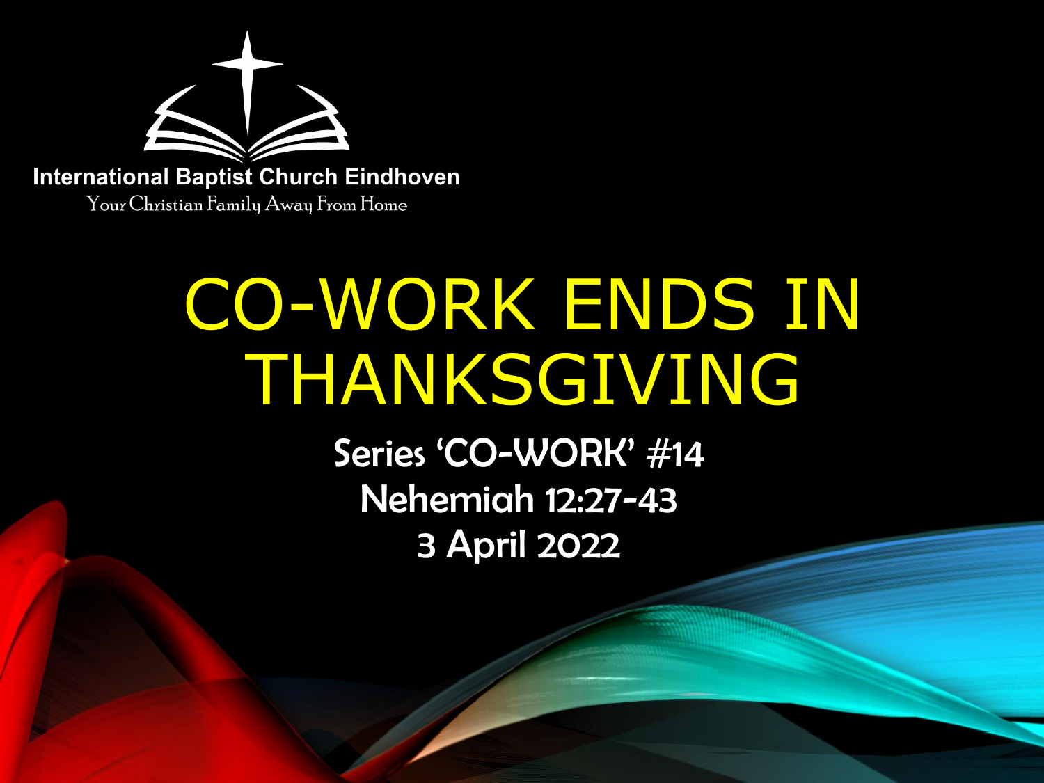International Baptist Church Eindhoven

Your Christian Family Away From Home

# CO-WORK ENDS IN THANKSGIVING

Series 'CO-WORK' #14

Nehemiah 12:27-43

3 April 2022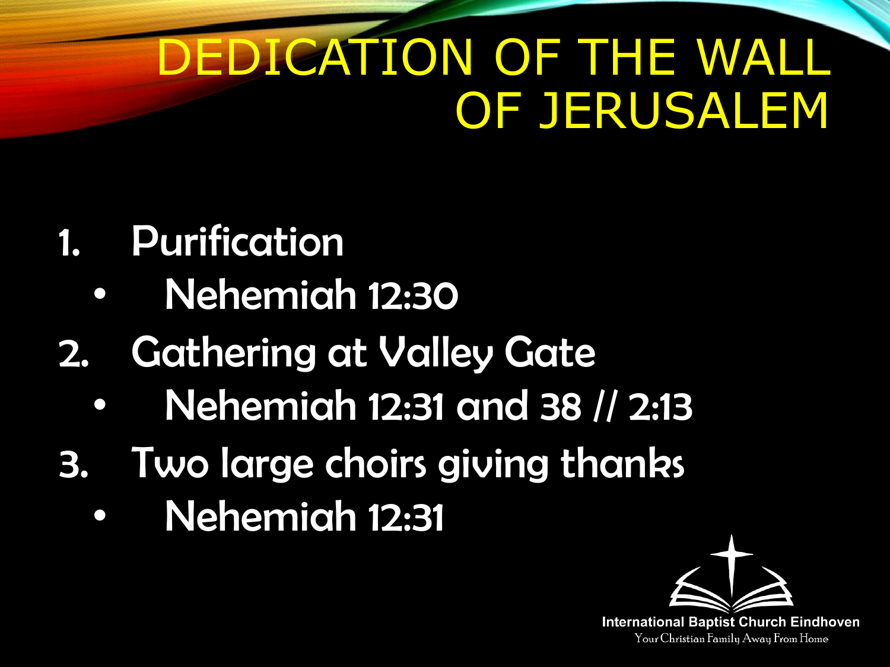# DEDICATION OF THE WALL OF JERUSALEM

1. Purification
   - Nehemiah 12:30
2. Gathering at Valley Gate
   - Nehemiah 12:31 and 38 // 2:13
3. Two large choirs giving thanks
   - Nehemiah 12:31

International Baptist Church Eindhoven

Your Christian Family Away From Home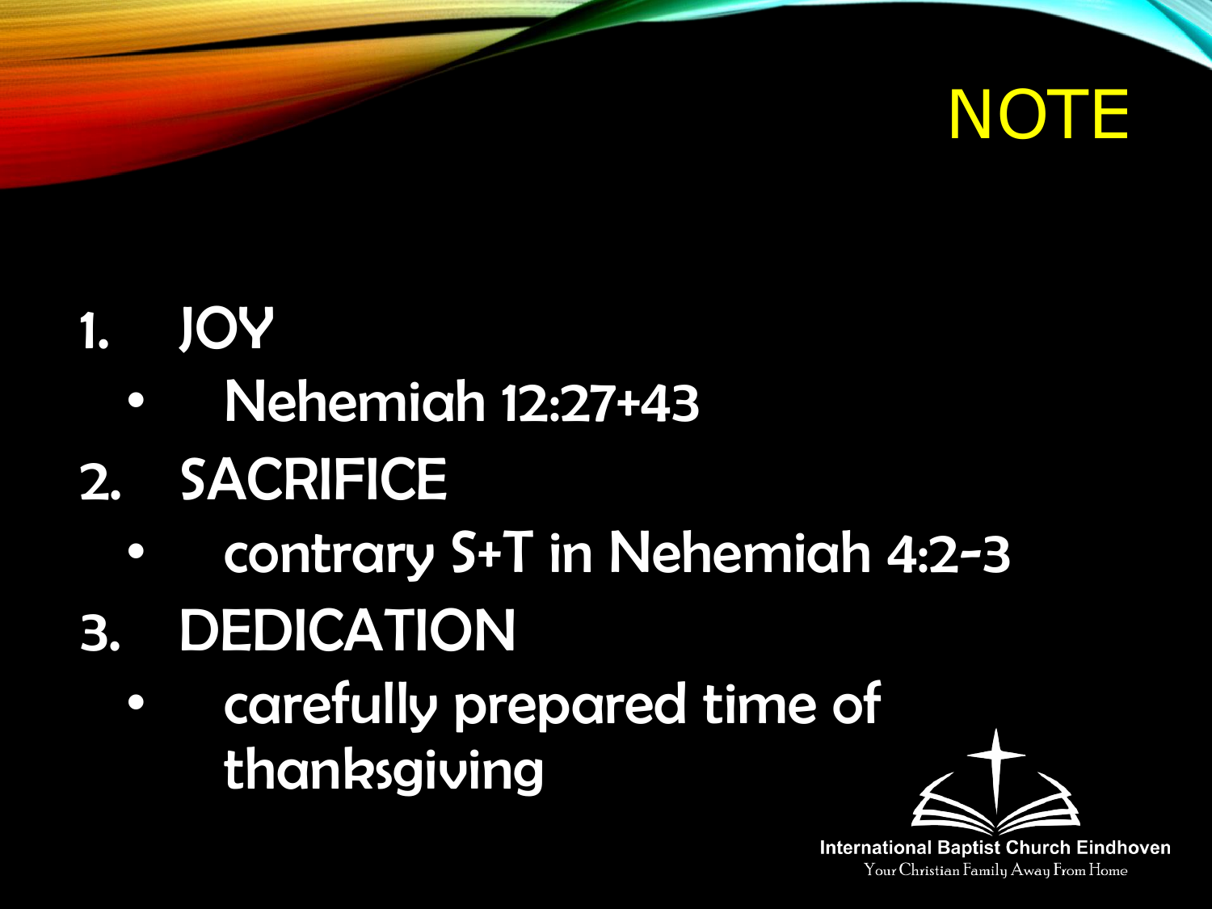# NOTE

1. JOY
   - Nehemiah 12:27+43
2. SACRIFICE
   - contrary S+T in Nehemiah 4:2-3
3. DEDICATION
   - carefully prepared time of thanksgiving

International Baptist Church Eindhoven

Your Christian Family Away From Home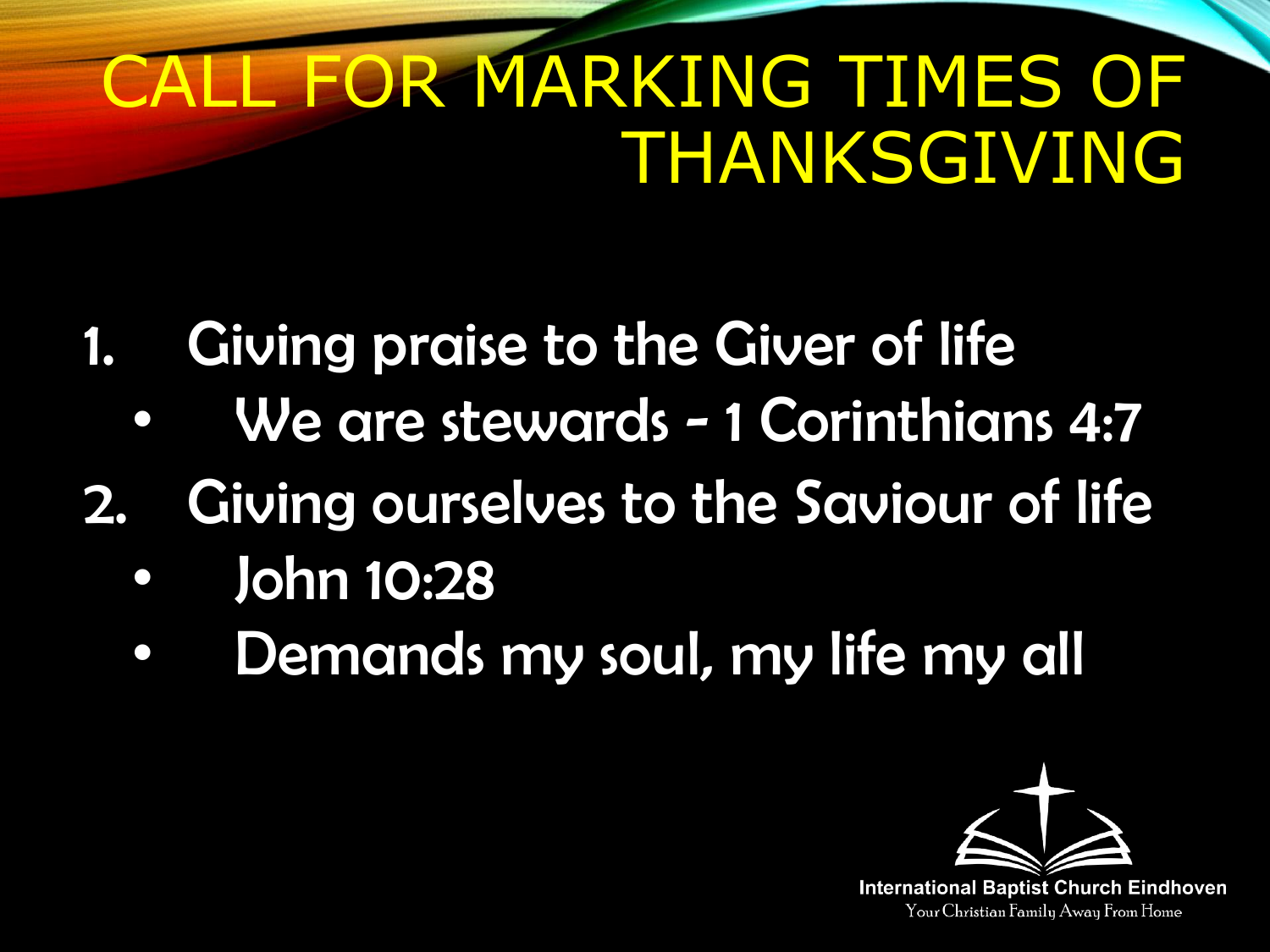# CALL FOR MARKING TIMES OF THANKSGIVING

1. Giving praise to the Giver of life
   - We are stewards - 1 Corinthians 4:7
2. Giving ourselves to the Saviour of life
   - John 10:28
   - Demands my soul, my life my all

International Baptist Church Eindhoven
Your Christian Family Away From Home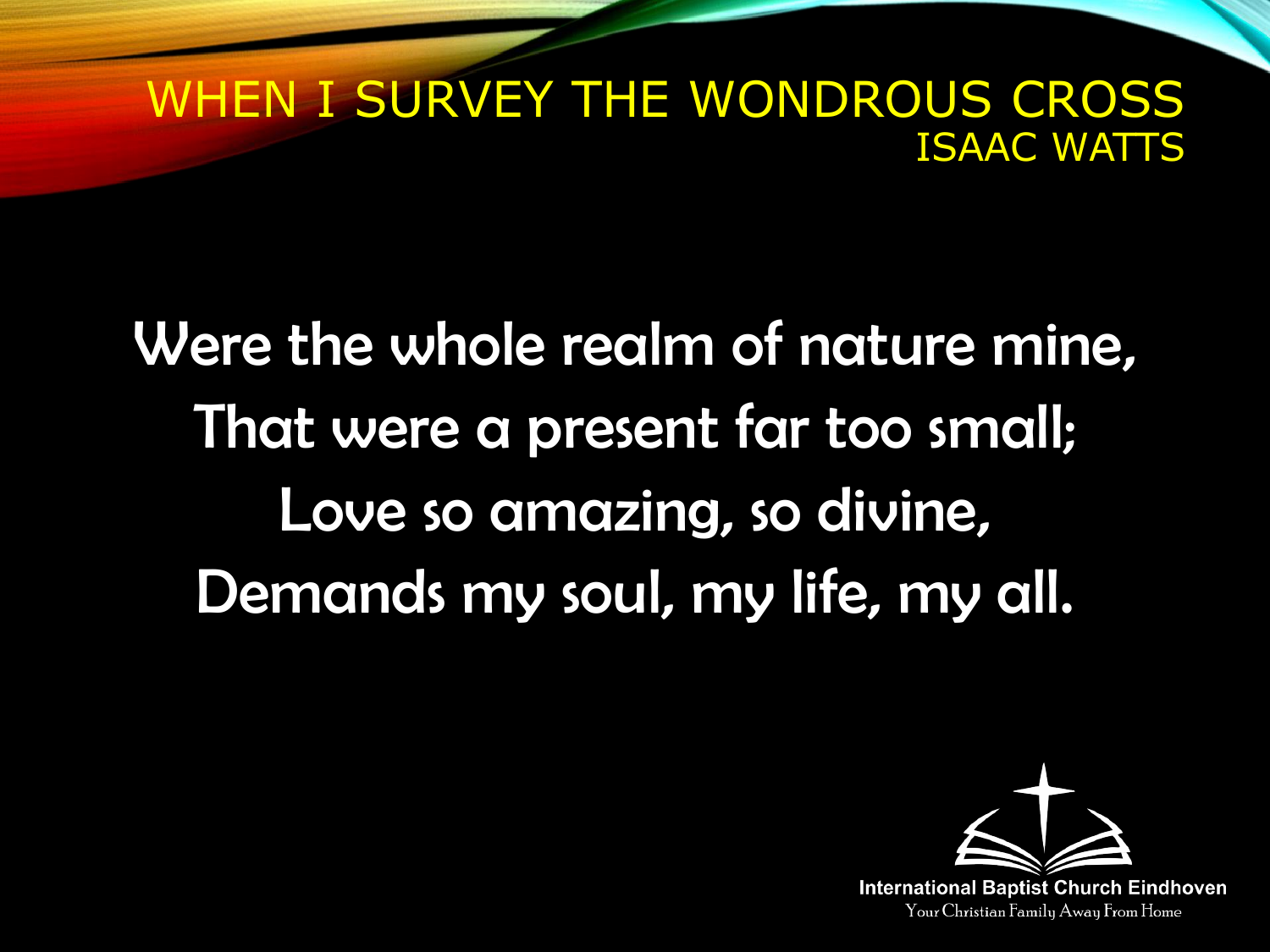# WHEN I SURVEY THE WONDROUS CROSS
ISAAC WATTS

Were the whole realm of nature mine,
That were a present far too small;
Love so amazing, so divine,
Demands my soul, my life, my all.

**International Baptist Church Eindhoven**
Your Christian Family Away From Home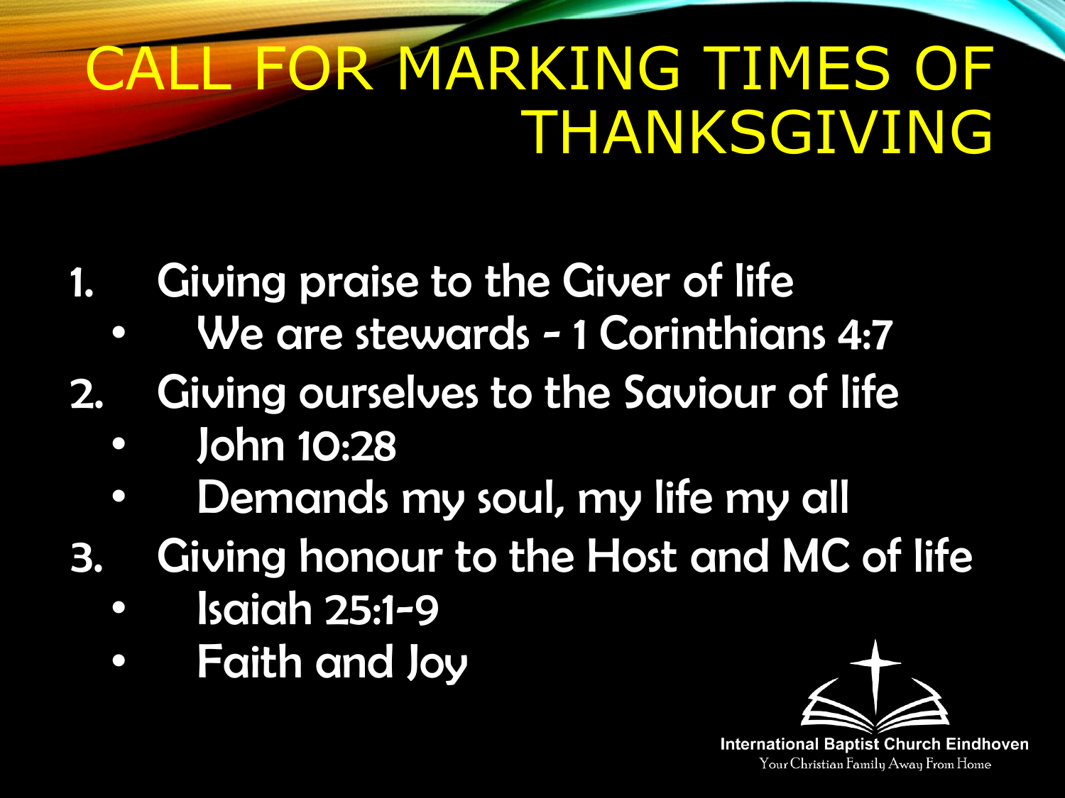# CALL FOR MARKING TIMES OF THANKSGIVING

1. Giving praise to the Giver of life
   - We are stewards - 1 Corinthians 4:7
2. Giving ourselves to the Saviour of life
   - John 10:28
   - Demands my soul, my life my all
3. Giving honour to the Host and MC of life
   - Isaiah 25:1-9
   - Faith and Joy

International Baptist Church Eindhoven
Your Christian Family Away From Home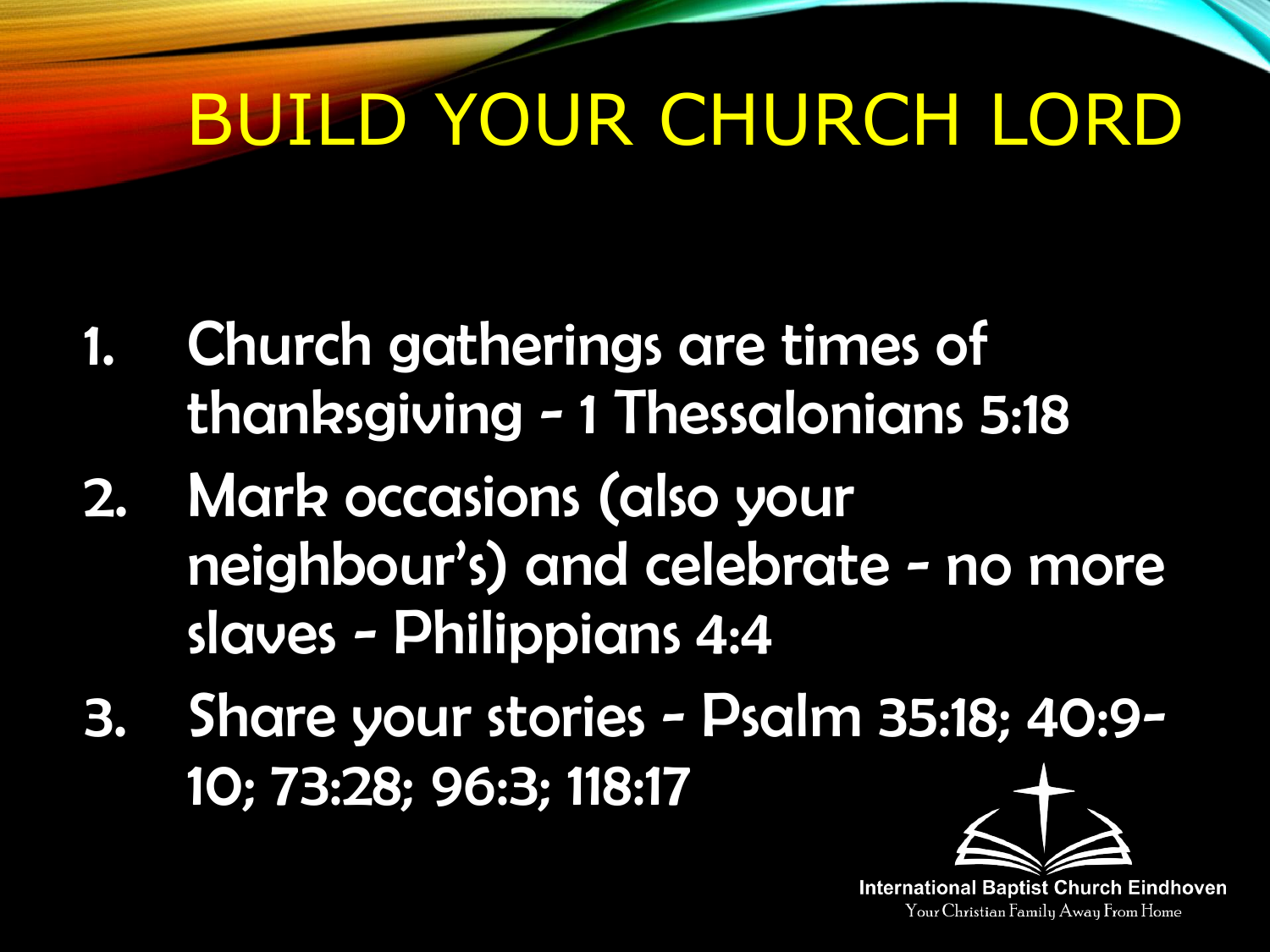# BUILD YOUR CHURCH LORD

1. Church gatherings are times of thanksgiving - 1 Thessalonians 5:18
2. Mark occasions (also your neighbour's) and celebrate - no more slaves - Philippians 4:4
3. Share your stories - Psalm 35:18; 40:9-10; 73:28; 96:3; 118:17

International Baptist Church Eindhoven
Your Christian Family Away From Home